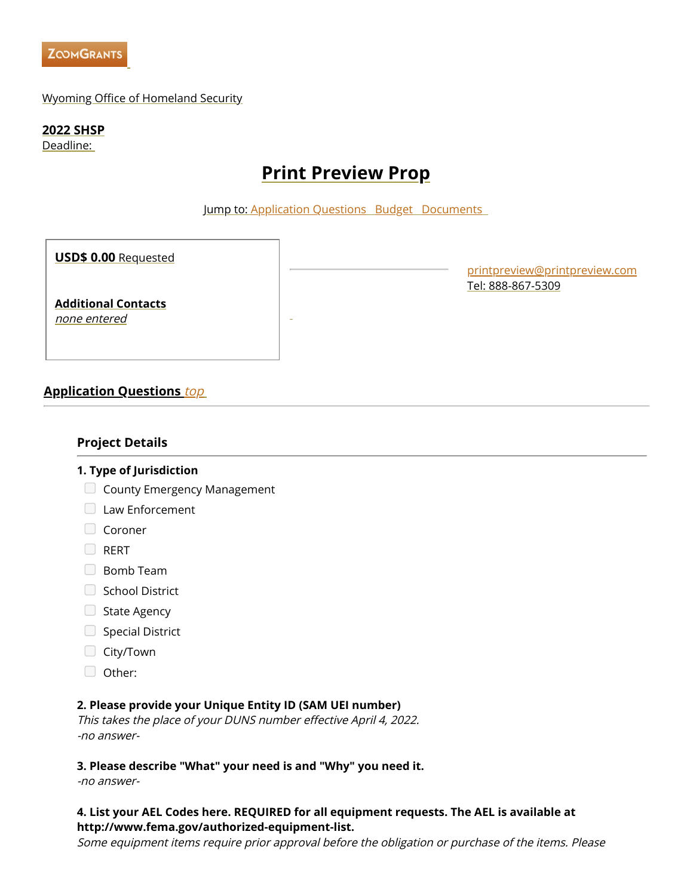ZoomGrants

Wyoming Office of Homeland Security

**2022 SHSP**
Deadline:

# Print Preview Prop

Jump to: Application Questions Budget Documents

**USD$ 0.00** Requested

**Additional Contacts**
*none entered*

printpreview@printpreview.com
Tel: 888-867-5309

## Application Questions *top*

### Project Details

**1. Type of Jurisdiction**

- [ ] County Emergency Management
- [ ] Law Enforcement
- [ ] Coroner
- [ ] RERT
- [ ] Bomb Team
- [ ] School District
- [ ] State Agency
- [ ] Special District
- [ ] City/Town
- [ ] Other:

**2. Please provide your Unique Entity ID (SAM UEI number)**
*This takes the place of your DUNS number effective April 4, 2022.*
*-no answer-*

**3. Please describe "What" your need is and "Why" you need it.**
*-no answer-*

**4. List your AEL Codes here. REQUIRED for all equipment requests. The AEL is available at http://www.fema.gov/authorized-equipment-list.**
*Some equipment items require prior approval before the obligation or purchase of the items. Please*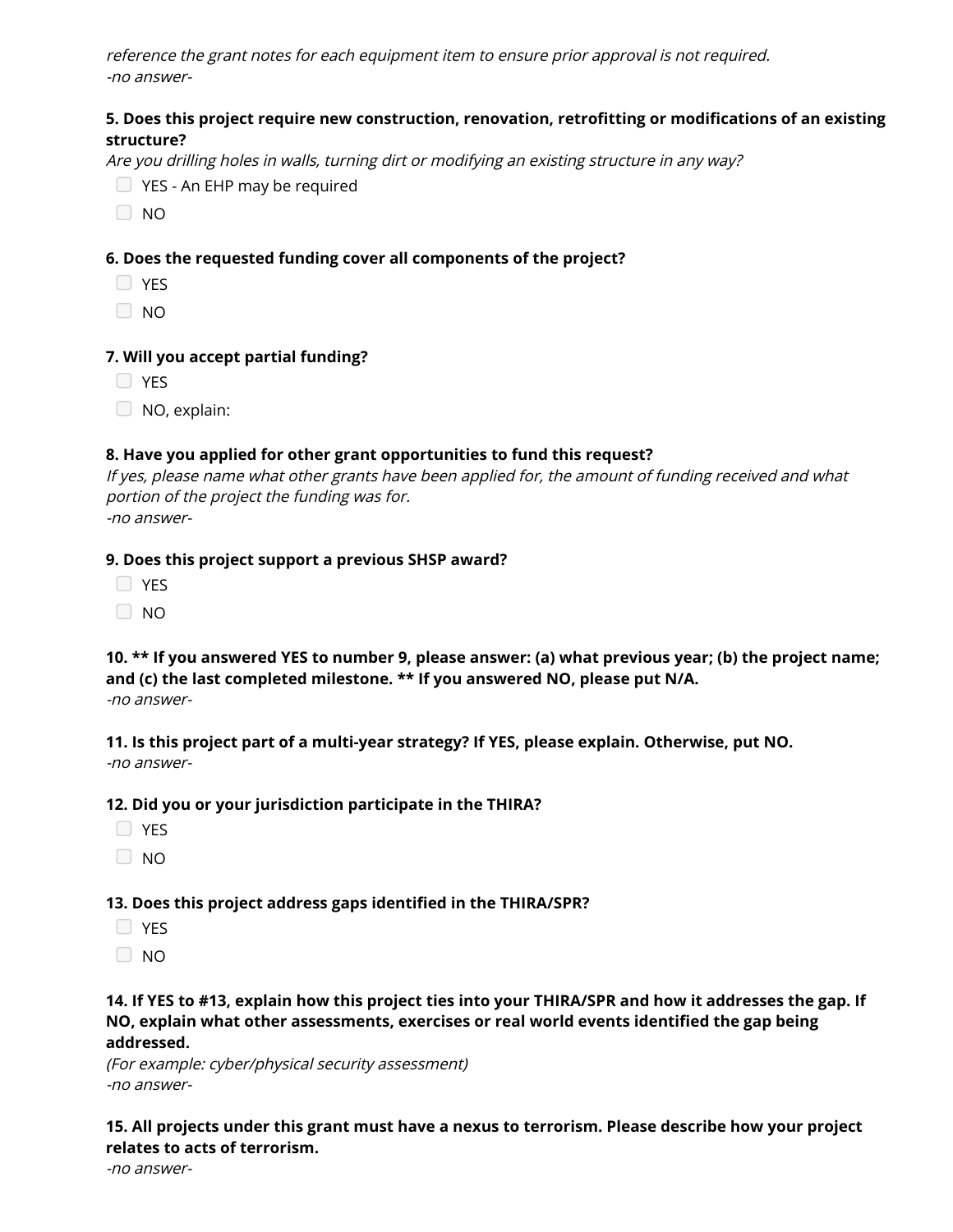*reference the grant notes for each equipment item to ensure prior approval is not required.*
*-no answer-*

**5. Does this project require new construction, renovation, retrofitting or modifications of an existing structure?**
*Are you drilling holes in walls, turning dirt or modifying an existing structure in any way?*

- ☐ YES - An EHP may be required
- ☐ NO

**6. Does the requested funding cover all components of the project?**

- ☐ YES
- ☐ NO

**7. Will you accept partial funding?**

- ☐ YES
- ☐ NO, explain:

**8. Have you applied for other grant opportunities to fund this request?**
*If yes, please name what other grants have been applied for, the amount of funding received and what portion of the project the funding was for.*
*-no answer-*

**9. Does this project support a previous SHSP award?**

- ☐ YES
- ☐ NO

**10. ** If you answered YES to number 9, please answer: (a) what previous year; (b) the project name; and (c) the last completed milestone. ** If you answered NO, please put N/A.**
*-no answer-*

**11. Is this project part of a multi-year strategy? If YES, please explain. Otherwise, put NO.**
*-no answer-*

**12. Did you or your jurisdiction participate in the THIRA?**

- ☐ YES
- ☐ NO

**13. Does this project address gaps identified in the THIRA/SPR?**

- ☐ YES
- ☐ NO

**14. If YES to #13, explain how this project ties into your THIRA/SPR and how it addresses the gap. If NO, explain what other assessments, exercises or real world events identified the gap being addressed.**
*(For example: cyber/physical security assessment)*
*-no answer-*

**15. All projects under this grant must have a nexus to terrorism. Please describe how your project relates to acts of terrorism.**
*-no answer-*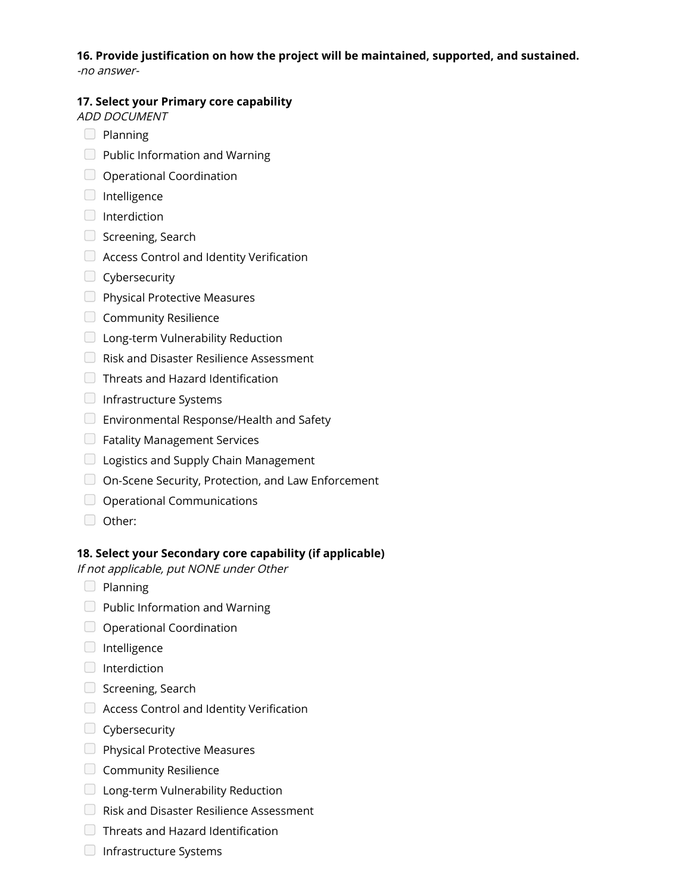**16. Provide justification on how the project will be maintained, supported, and sustained.**
*-no answer-*

**17. Select your Primary core capability**
*ADD DOCUMENT*

- ☐ Planning
- ☐ Public Information and Warning
- ☐ Operational Coordination
- ☐ Intelligence
- ☐ Interdiction
- ☐ Screening, Search
- ☐ Access Control and Identity Verification
- ☐ Cybersecurity
- ☐ Physical Protective Measures
- ☐ Community Resilience
- ☐ Long-term Vulnerability Reduction
- ☐ Risk and Disaster Resilience Assessment
- ☐ Threats and Hazard Identification
- ☐ Infrastructure Systems
- ☐ Environmental Response/Health and Safety
- ☐ Fatality Management Services
- ☐ Logistics and Supply Chain Management
- ☐ On-Scene Security, Protection, and Law Enforcement
- ☐ Operational Communications
- ☐ Other:

**18. Select your Secondary core capability (if applicable)**
*If not applicable, put NONE under Other*

- ☐ Planning
- ☐ Public Information and Warning
- ☐ Operational Coordination
- ☐ Intelligence
- ☐ Interdiction
- ☐ Screening, Search
- ☐ Access Control and Identity Verification
- ☐ Cybersecurity
- ☐ Physical Protective Measures
- ☐ Community Resilience
- ☐ Long-term Vulnerability Reduction
- ☐ Risk and Disaster Resilience Assessment
- ☐ Threats and Hazard Identification
- ☐ Infrastructure Systems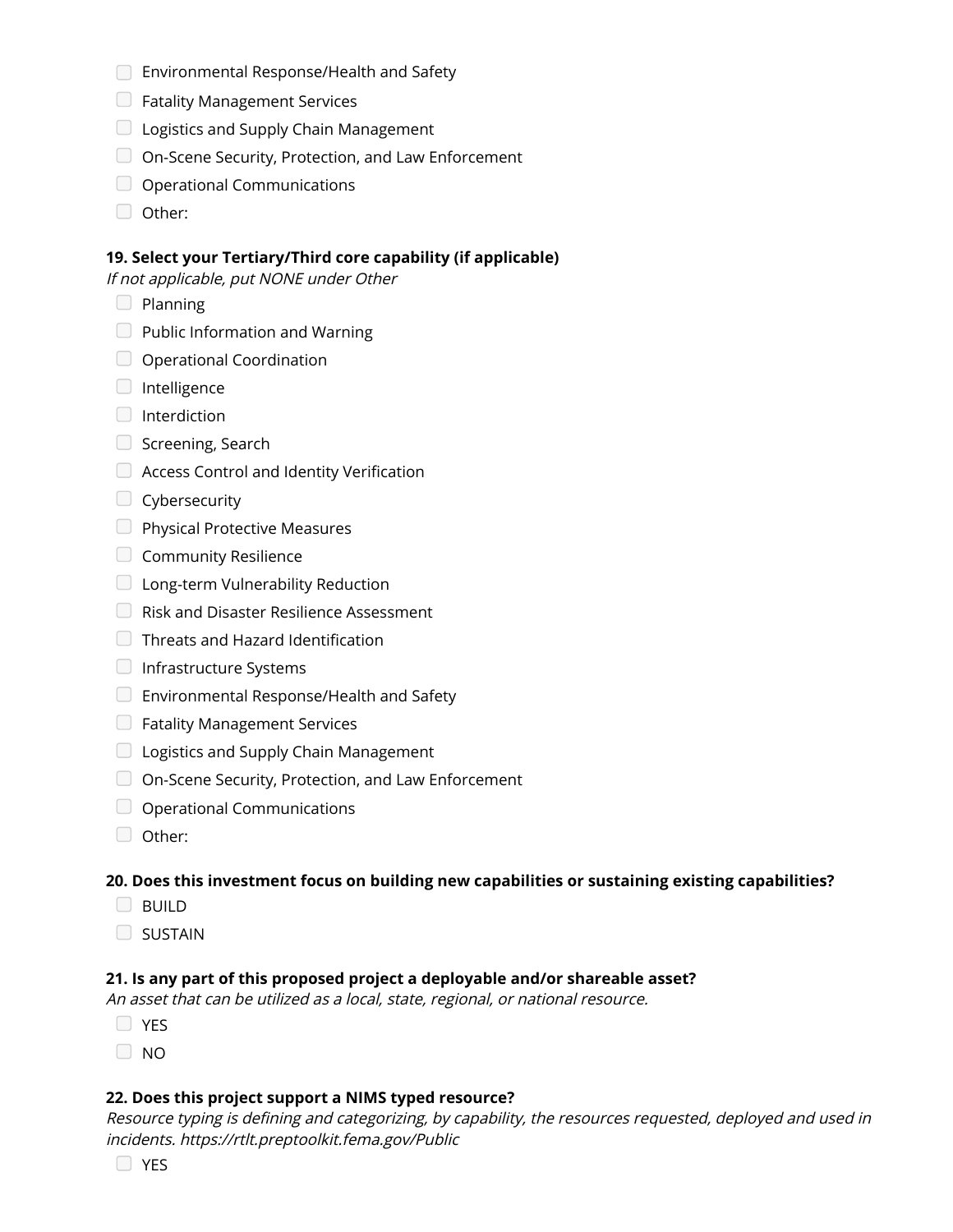- ☐ Environmental Response/Health and Safety
- ☐ Fatality Management Services
- ☐ Logistics and Supply Chain Management
- ☐ On-Scene Security, Protection, and Law Enforcement
- ☐ Operational Communications
- ☐ Other:

**19. Select your Tertiary/Third core capability (if applicable)**
*If not applicable, put NONE under Other*

- ☐ Planning
- ☐ Public Information and Warning
- ☐ Operational Coordination
- ☐ Intelligence
- ☐ Interdiction
- ☐ Screening, Search
- ☐ Access Control and Identity Verification
- ☐ Cybersecurity
- ☐ Physical Protective Measures
- ☐ Community Resilience
- ☐ Long-term Vulnerability Reduction
- ☐ Risk and Disaster Resilience Assessment
- ☐ Threats and Hazard Identification
- ☐ Infrastructure Systems
- ☐ Environmental Response/Health and Safety
- ☐ Fatality Management Services
- ☐ Logistics and Supply Chain Management
- ☐ On-Scene Security, Protection, and Law Enforcement
- ☐ Operational Communications
- ☐ Other:

**20. Does this investment focus on building new capabilities or sustaining existing capabilities?**

- ☐ BUILD
- ☐ SUSTAIN

**21. Is any part of this proposed project a deployable and/or shareable asset?**
*An asset that can be utilized as a local, state, regional, or national resource.*

- ☐ YES
- ☐ NO

**22. Does this project support a NIMS typed resource?**
*Resource typing is defining and categorizing, by capability, the resources requested, deployed and used in incidents. https://rtlt.preptoolkit.fema.gov/Public*

- ☐ YES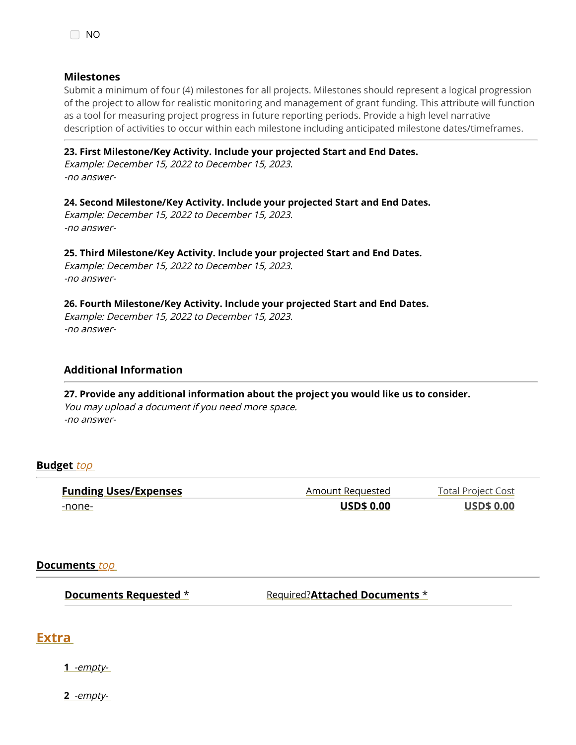- [ ] NO

### Milestones

Submit a minimum of four (4) milestones for all projects. Milestones should represent a logical progression of the project to allow for realistic monitoring and management of grant funding. This attribute will function as a tool for measuring project progress in future reporting periods. Provide a high level narrative description of activities to occur within each milestone including anticipated milestone dates/timeframes.

---

**23. First Milestone/Key Activity. Include your projected Start and End Dates.**
*Example: December 15, 2022 to December 15, 2023.*
*-no answer-*

**24. Second Milestone/Key Activity. Include your projected Start and End Dates.**
*Example: December 15, 2022 to December 15, 2023.*
*-no answer-*

**25. Third Milestone/Key Activity. Include your projected Start and End Dates.**
*Example: December 15, 2022 to December 15, 2023.*
*-no answer-*

**26. Fourth Milestone/Key Activity. Include your projected Start and End Dates.**
*Example: December 15, 2022 to December 15, 2023.*
*-no answer-*

### Additional Information

---

**27. Provide any additional information about the project you would like us to consider.**
*You may upload a document if you need more space.*
*-no answer-*

## Budget *top*

| Funding Uses/Expenses | Amount Requested | Total Project Cost |
|---|---|---|
| -none- | **USD$ 0.00** | **USD$ 0.00** |

## Documents *top*

| Documents Requested * | Required? | Attached Documents * |
|---|---|---|

## Extra

**1** *-empty-*

**2** *-empty-*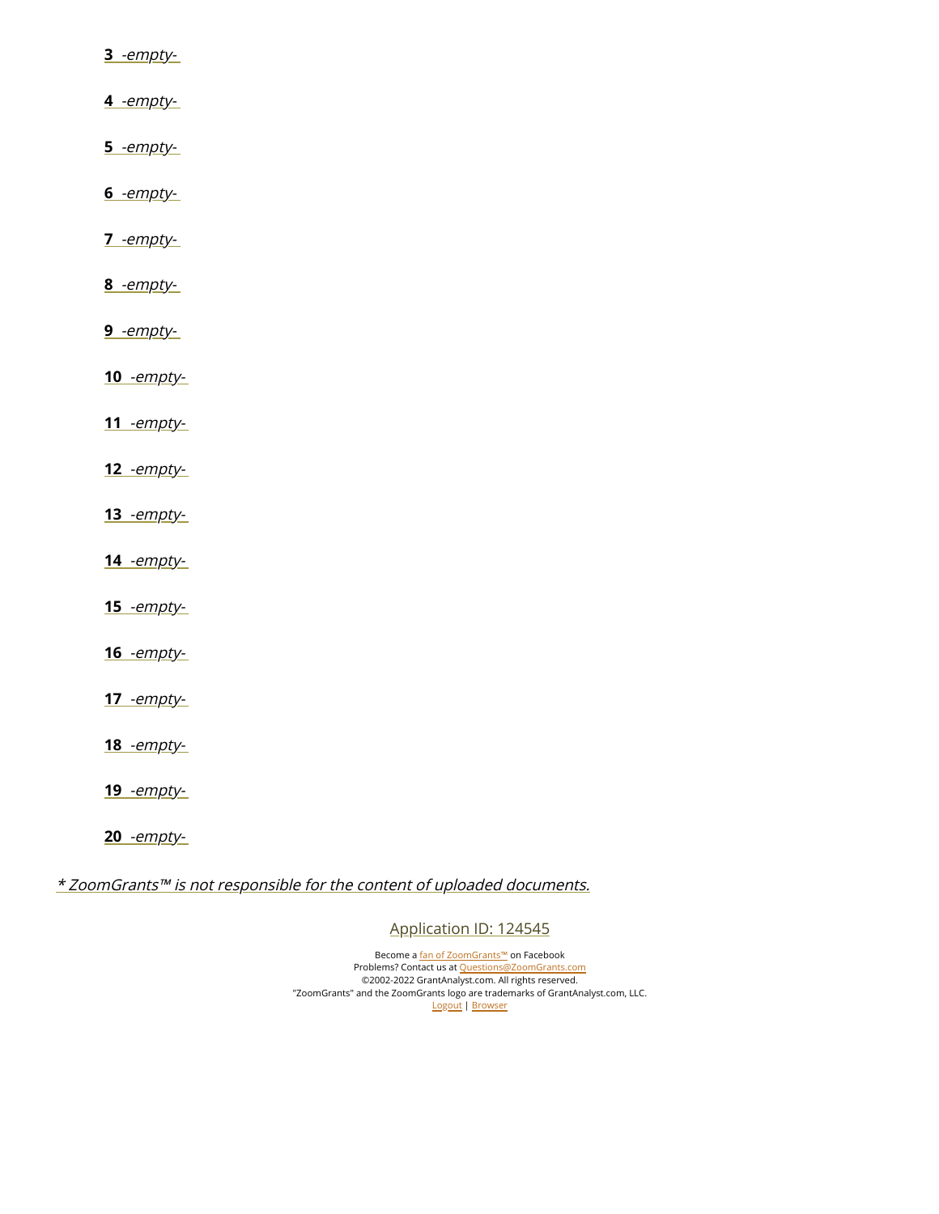**3** *-empty-*

**4** *-empty-*

**5** *-empty-*

**6** *-empty-*

**7** *-empty-*

**8** *-empty-*

**9** *-empty-*

**10** *-empty-*

**11** *-empty-*

**12** *-empty-*

**13** *-empty-*

**14** *-empty-*

**15** *-empty-*

**16** *-empty-*

**17** *-empty-*

**18** *-empty-*

**19** *-empty-*

**20** *-empty-*

*\* ZoomGrants™ is not responsible for the content of uploaded documents.*

Application ID: 124545

Become a fan of ZoomGrants™ on Facebook
Problems? Contact us at Questions@ZoomGrants.com
©2002-2022 GrantAnalyst.com. All rights reserved.
"ZoomGrants" and the ZoomGrants logo are trademarks of GrantAnalyst.com, LLC.
Logout | Browser